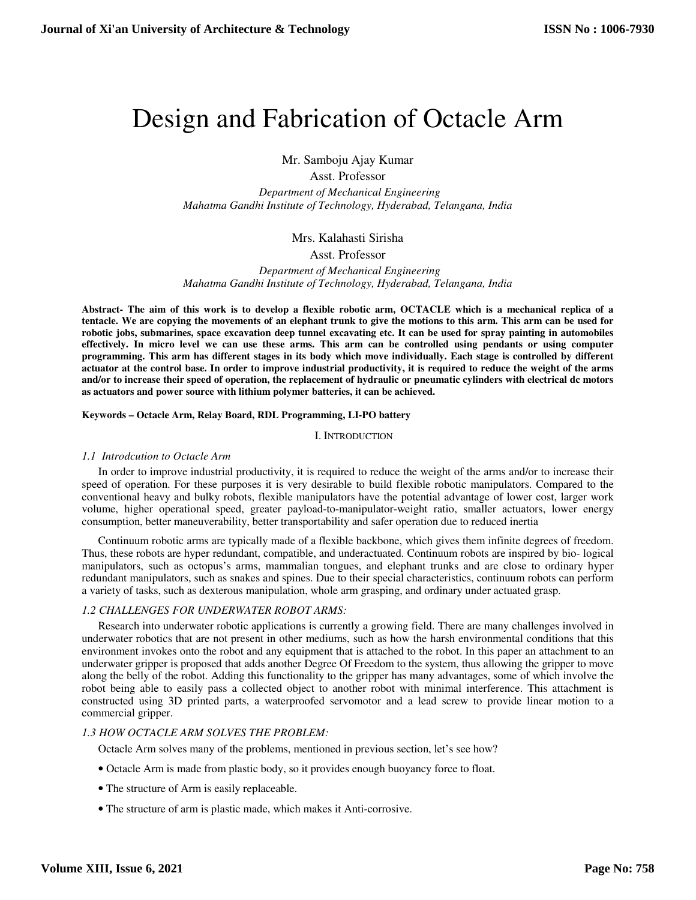# Design and Fabrication of Octacle Arm

Mr. Samboju Ajay Kumar
Asst. Professor
*Department of Mechanical Engineering*
*Mahatma Gandhi Institute of Technology, Hyderabad, Telangana, India*

Mrs. Kalahasti Sirisha
Asst. Professor
*Department of Mechanical Engineering*
*Mahatma Gandhi Institute of Technology, Hyderabad, Telangana, India*

**Abstract- The aim of this work is to develop a flexible robotic arm, OCTACLE which is a mechanical replica of a tentacle. We are copying the movements of an elephant trunk to give the motions to this arm. This arm can be used for robotic jobs, submarines, space excavation deep tunnel excavating etc. It can be used for spray painting in automobiles effectively. In micro level we can use these arms. This arm can be controlled using pendants or using computer programming. This arm has different stages in its body which move individually. Each stage is controlled by different actuator at the control base. In order to improve industrial productivity, it is required to reduce the weight of the arms and/or to increase their speed of operation, the replacement of hydraulic or pneumatic cylinders with electrical dc motors as actuators and power source with lithium polymer batteries, it can be achieved.**

**Keywords – Octacle Arm, Relay Board, RDL Programming, LI-PO battery**

## I. INTRODUCTION

### *1.1 Introdcution to Octacle Arm*

In order to improve industrial productivity, it is required to reduce the weight of the arms and/or to increase their speed of operation. For these purposes it is very desirable to build flexible robotic manipulators. Compared to the conventional heavy and bulky robots, flexible manipulators have the potential advantage of lower cost, larger work volume, higher operational speed, greater payload-to-manipulator-weight ratio, smaller actuators, lower energy consumption, better maneuverability, better transportability and safer operation due to reduced inertia

Continuum robotic arms are typically made of a flexible backbone, which gives them infinite degrees of freedom. Thus, these robots are hyper redundant, compatible, and underactuated. Continuum robots are inspired by bio- logical manipulators, such as octopus's arms, mammalian tongues, and elephant trunks and are close to ordinary hyper redundant manipulators, such as snakes and spines. Due to their special characteristics, continuum robots can perform a variety of tasks, such as dexterous manipulation, whole arm grasping, and ordinary under actuated grasp.

### *1.2 CHALLENGES FOR UNDERWATER ROBOT ARMS:*

Research into underwater robotic applications is currently a growing field. There are many challenges involved in underwater robotics that are not present in other mediums, such as how the harsh environmental conditions that this environment invokes onto the robot and any equipment that is attached to the robot. In this paper an attachment to an underwater gripper is proposed that adds another Degree Of Freedom to the system, thus allowing the gripper to move along the belly of the robot. Adding this functionality to the gripper has many advantages, some of which involve the robot being able to easily pass a collected object to another robot with minimal interference. This attachment is constructed using 3D printed parts, a waterproofed servomotor and a lead screw to provide linear motion to a commercial gripper.

### *1.3 HOW OCTACLE ARM SOLVES THE PROBLEM:*

Octacle Arm solves many of the problems, mentioned in previous section, let's see how?

- Octacle Arm is made from plastic body, so it provides enough buoyancy force to float.
- The structure of Arm is easily replaceable.
- The structure of arm is plastic made, which makes it Anti-corrosive.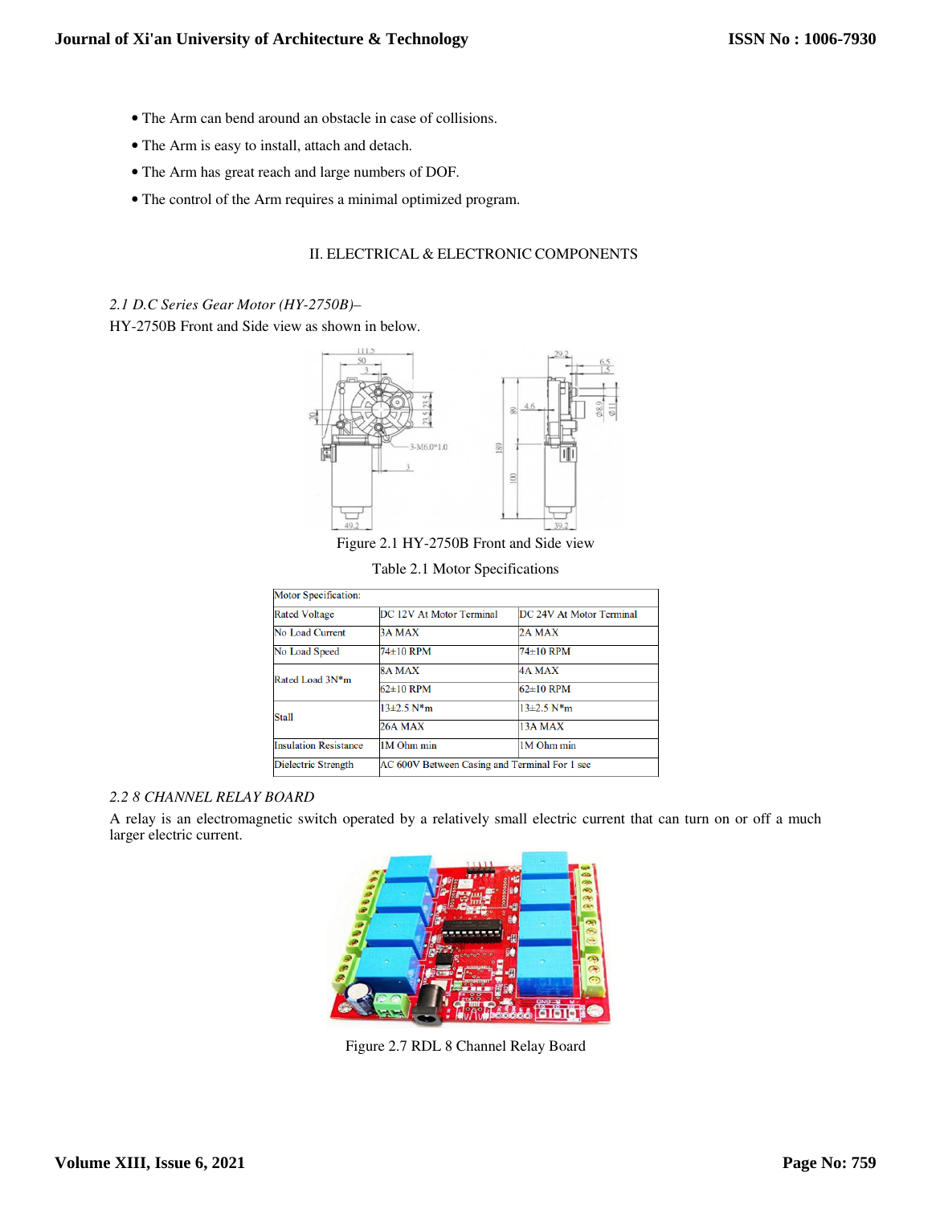- The Arm can bend around an obstacle in case of collisions.
- The Arm is easy to install, attach and detach.
- The Arm has great reach and large numbers of DOF.
- The control of the Arm requires a minimal optimized program.

## II. ELECTRICAL & ELECTRONIC COMPONENTS

### *2.1 D.C Series Gear Motor (HY-2750B)–*

HY-2750B Front and Side view as shown in below.

Figure 2.1 HY-2750B Front and Side view

Table 2.1 Motor Specifications

| Motor Specification: | | |
|---|---|---|
| Rated Voltage | DC 12V At Motor Terminal | DC 24V At Motor Terminal |
| No Load Current | 3A MAX | 2A MAX |
| No Load Speed | 74±10 RPM | 74±10 RPM |
| Rated Load 3N*m | 8A MAX | 4A MAX |
| | 62±10 RPM | 62±10 RPM |
| Stall | 13±2.5 N*m | 13±2.5 N*m |
| | 26A MAX | 13A MAX |
| Insulation Resistance | 1M Ohm min | 1M Ohm min |
| Dielectric Strength | AC 600V Between Casing and Terminal For 1 sec | |

### *2.2 8 CHANNEL RELAY BOARD*

A relay is an electromagnetic switch operated by a relatively small electric current that can turn on or off a much larger electric current.

Figure 2.7 RDL 8 Channel Relay Board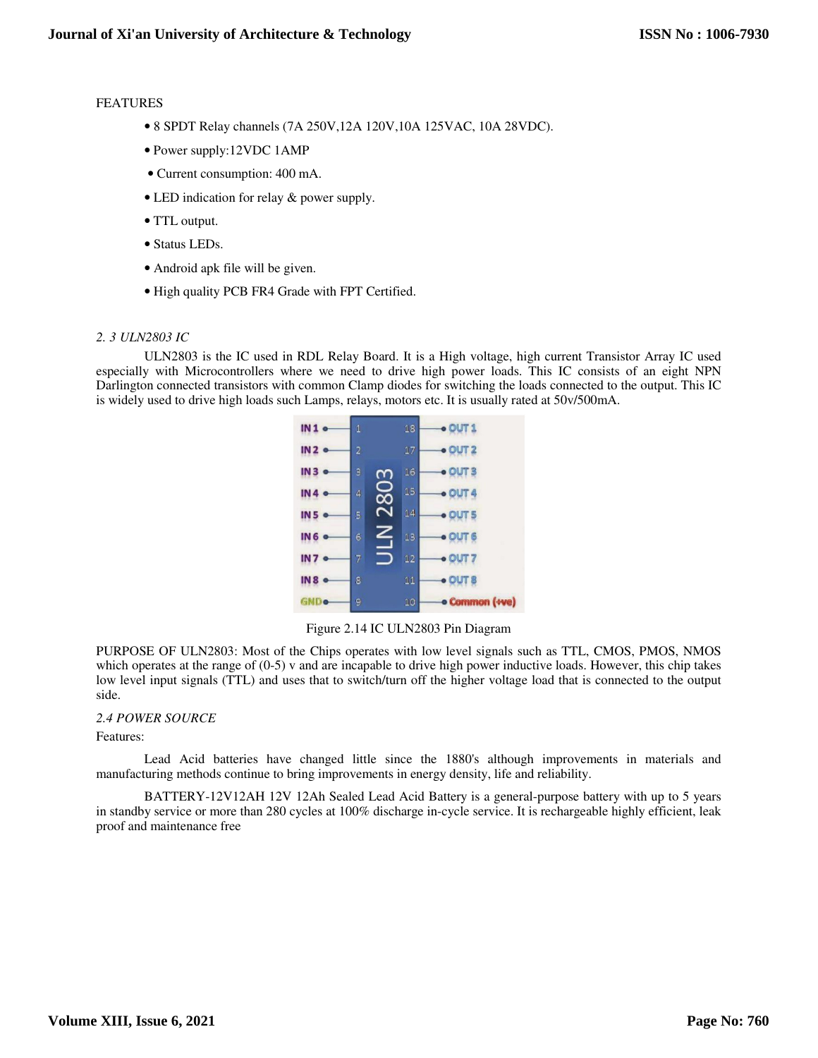FEATURES

- 8 SPDT Relay channels (7A 250V,12A 120V,10A 125VAC, 10A 28VDC).
- Power supply:12VDC 1AMP
- Current consumption: 400 mA.
- LED indication for relay & power supply.
- TTL output.
- Status LEDs.
- Android apk file will be given.
- High quality PCB FR4 Grade with FPT Certified.

*2. 3 ULN2803 IC*

ULN2803 is the IC used in RDL Relay Board. It is a High voltage, high current Transistor Array IC used especially with Microcontrollers where we need to drive high power loads. This IC consists of an eight NPN Darlington connected transistors with common Clamp diodes for switching the loads connected to the output. This IC is widely used to drive high loads such Lamps, relays, motors etc. It is usually rated at 50v/500mA.

Figure 2.14 IC ULN2803 Pin Diagram

PURPOSE OF ULN2803: Most of the Chips operates with low level signals such as TTL, CMOS, PMOS, NMOS which operates at the range of (0-5) v and are incapable to drive high power inductive loads. However, this chip takes low level input signals (TTL) and uses that to switch/turn off the higher voltage load that is connected to the output side.

*2.4 POWER SOURCE*

Features:

Lead Acid batteries have changed little since the 1880's although improvements in materials and manufacturing methods continue to bring improvements in energy density, life and reliability.

BATTERY-12V12AH 12V 12Ah Sealed Lead Acid Battery is a general-purpose battery with up to 5 years in standby service or more than 280 cycles at 100% discharge in-cycle service. It is rechargeable highly efficient, leak proof and maintenance free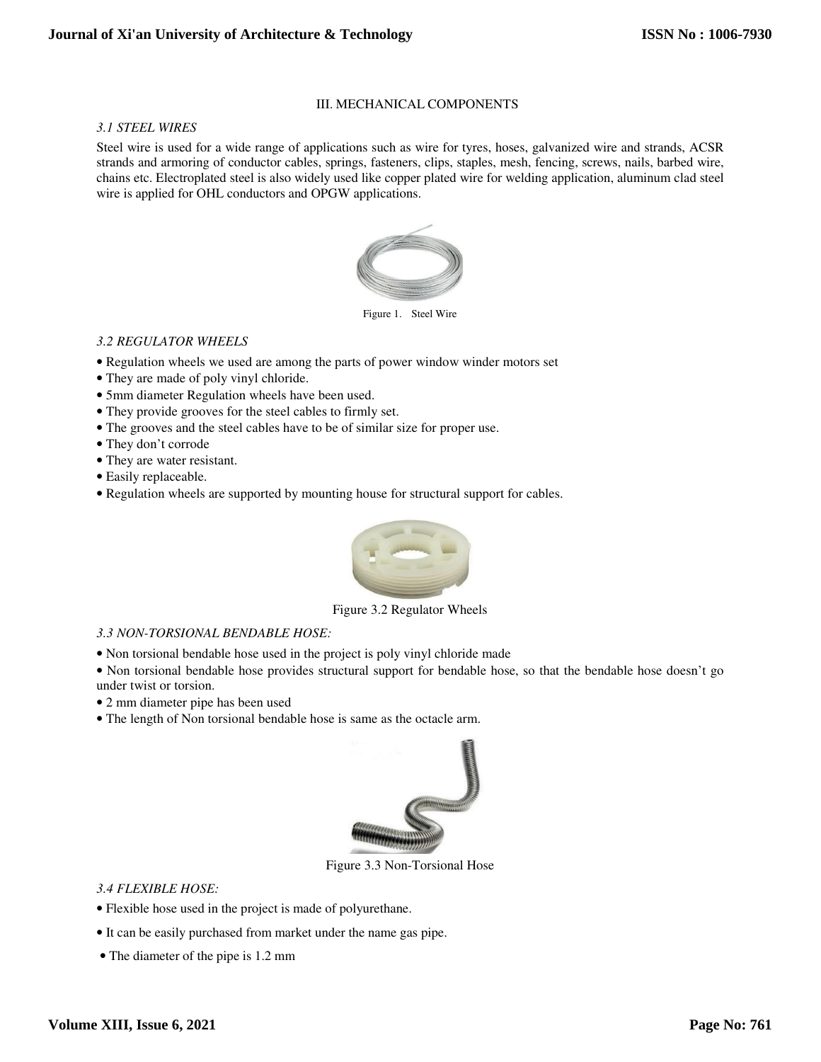## III. MECHANICAL COMPONENTS

### *3.1 STEEL WIRES*

Steel wire is used for a wide range of applications such as wire for tyres, hoses, galvanized wire and strands, ACSR strands and armoring of conductor cables, springs, fasteners, clips, staples, mesh, fencing, screws, nails, barbed wire, chains etc. Electroplated steel is also widely used like copper plated wire for welding application, aluminum clad steel wire is applied for OHL conductors and OPGW applications.

Figure 1. Steel Wire

### *3.2 REGULATOR WHEELS*

- Regulation wheels we used are among the parts of power window winder motors set
- They are made of poly vinyl chloride.
- 5mm diameter Regulation wheels have been used.
- They provide grooves for the steel cables to firmly set.
- The grooves and the steel cables have to be of similar size for proper use.
- They don't corrode
- They are water resistant.
- Easily replaceable.
- Regulation wheels are supported by mounting house for structural support for cables.

Figure 3.2 Regulator Wheels

### *3.3 NON-TORSIONAL BENDABLE HOSE:*

- Non torsional bendable hose used in the project is poly vinyl chloride made
- Non torsional bendable hose provides structural support for bendable hose, so that the bendable hose doesn't go under twist or torsion.
- 2 mm diameter pipe has been used
- The length of Non torsional bendable hose is same as the octacle arm.

Figure 3.3 Non-Torsional Hose

### *3.4 FLEXIBLE HOSE:*

- Flexible hose used in the project is made of polyurethane.
- It can be easily purchased from market under the name gas pipe.
- The diameter of the pipe is 1.2 mm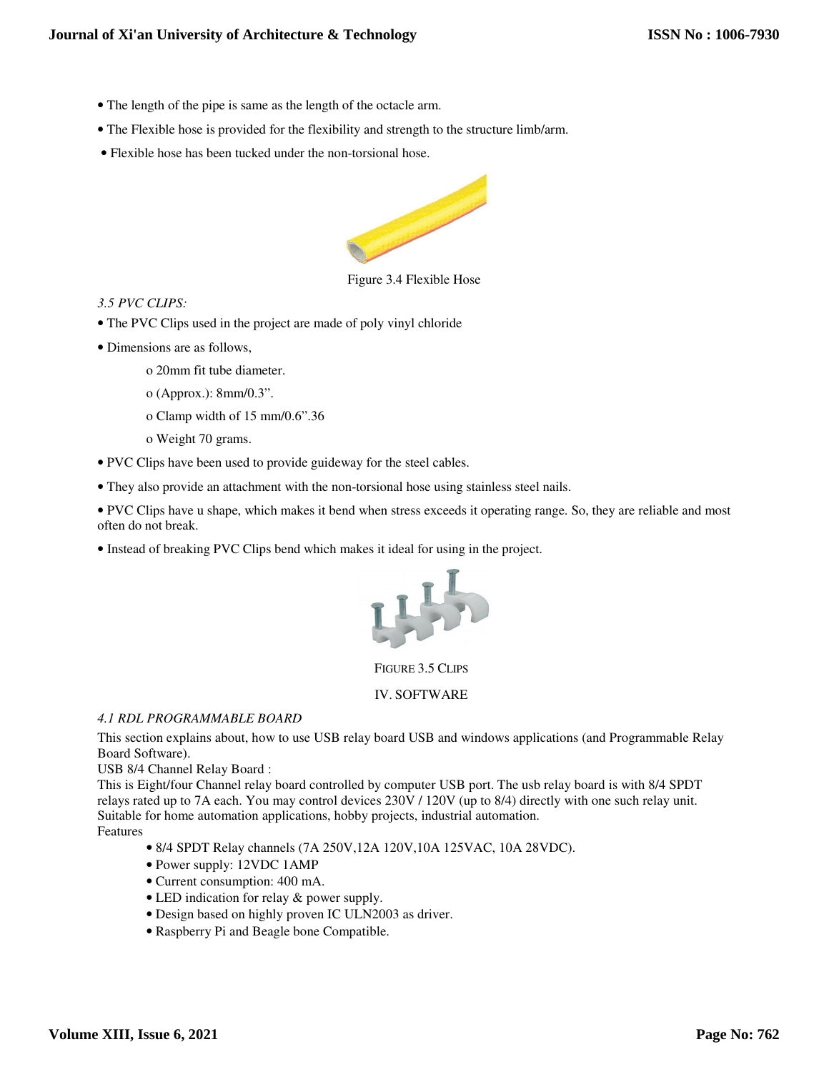- The length of the pipe is same as the length of the octacle arm.
- The Flexible hose is provided for the flexibility and strength to the structure limb/arm.
- Flexible hose has been tucked under the non-torsional hose.

Figure 3.4 Flexible Hose

*3.5 PVC CLIPS:*

- The PVC Clips used in the project are made of poly vinyl chloride
- Dimensions are as follows,
  - o 20mm fit tube diameter.
  - o (Approx.): 8mm/0.3".
  - o Clamp width of 15 mm/0.6".36
  - o Weight 70 grams.
- PVC Clips have been used to provide guideway for the steel cables.
- They also provide an attachment with the non-torsional hose using stainless steel nails.
- PVC Clips have u shape, which makes it bend when stress exceeds it operating range. So, they are reliable and most often do not break.
- Instead of breaking PVC Clips bend which makes it ideal for using in the project.

FIGURE 3.5 CLIPS

## IV. SOFTWARE

*4.1 RDL PROGRAMMABLE BOARD*

This section explains about, how to use USB relay board USB and windows applications (and Programmable Relay Board Software).

USB 8/4 Channel Relay Board :

This is Eight/four Channel relay board controlled by computer USB port. The usb relay board is with 8/4 SPDT relays rated up to 7A each. You may control devices 230V / 120V (up to 8/4) directly with one such relay unit. Suitable for home automation applications, hobby projects, industrial automation.

Features

- 8/4 SPDT Relay channels (7A 250V,12A 120V,10A 125VAC, 10A 28VDC).
- Power supply: 12VDC 1AMP
- Current consumption: 400 mA.
- LED indication for relay & power supply.
- Design based on highly proven IC ULN2003 as driver.
- Raspberry Pi and Beagle bone Compatible.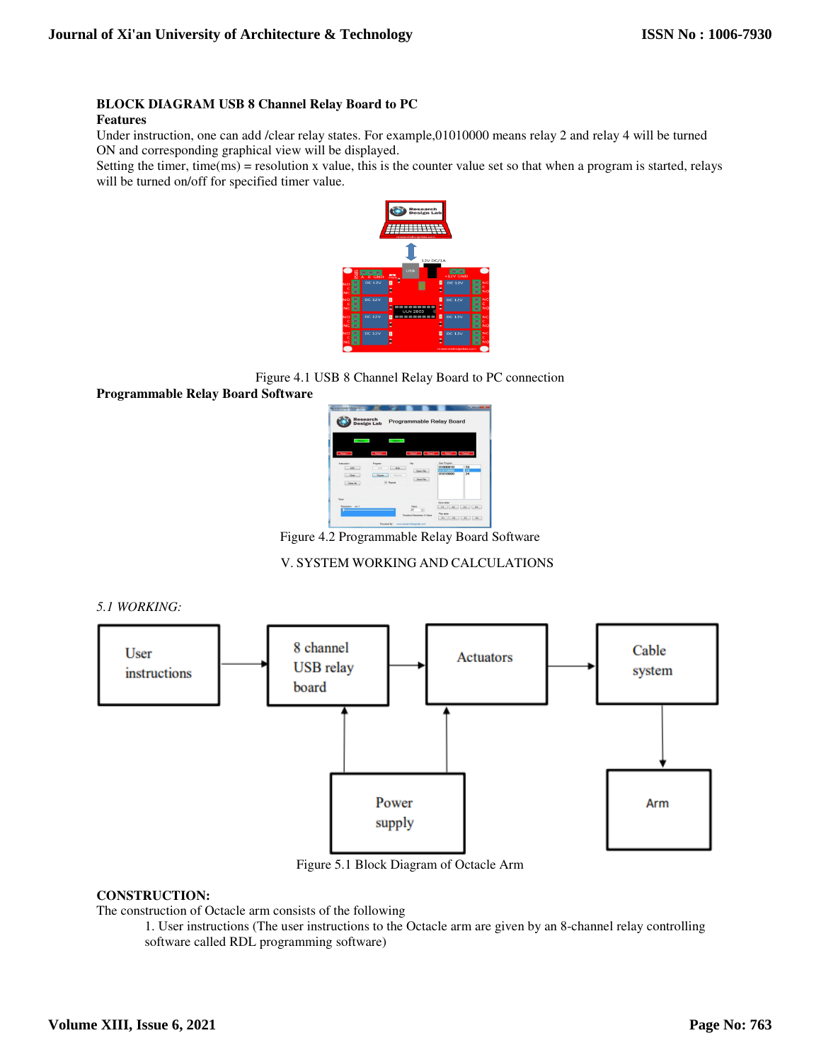**BLOCK DIAGRAM USB 8 Channel Relay Board to PC**

**Features**

Under instruction, one can add /clear relay states. For example,01010000 means relay 2 and relay 4 will be turned ON and corresponding graphical view will be displayed.

Setting the timer, time(ms) = resolution x value, this is the counter value set so that when a program is started, relays will be turned on/off for specified timer value.

Figure 4.1 USB 8 Channel Relay Board to PC connection

**Programmable Relay Board Software**

Figure 4.2 Programmable Relay Board Software

V. SYSTEM WORKING AND CALCULATIONS

*5.1 WORKING:*

Figure 5.1 Block Diagram of Octacle Arm

**CONSTRUCTION:**

The construction of Octacle arm consists of the following

1. User instructions (The user instructions to the Octacle arm are given by an 8-channel relay controlling software called RDL programming software)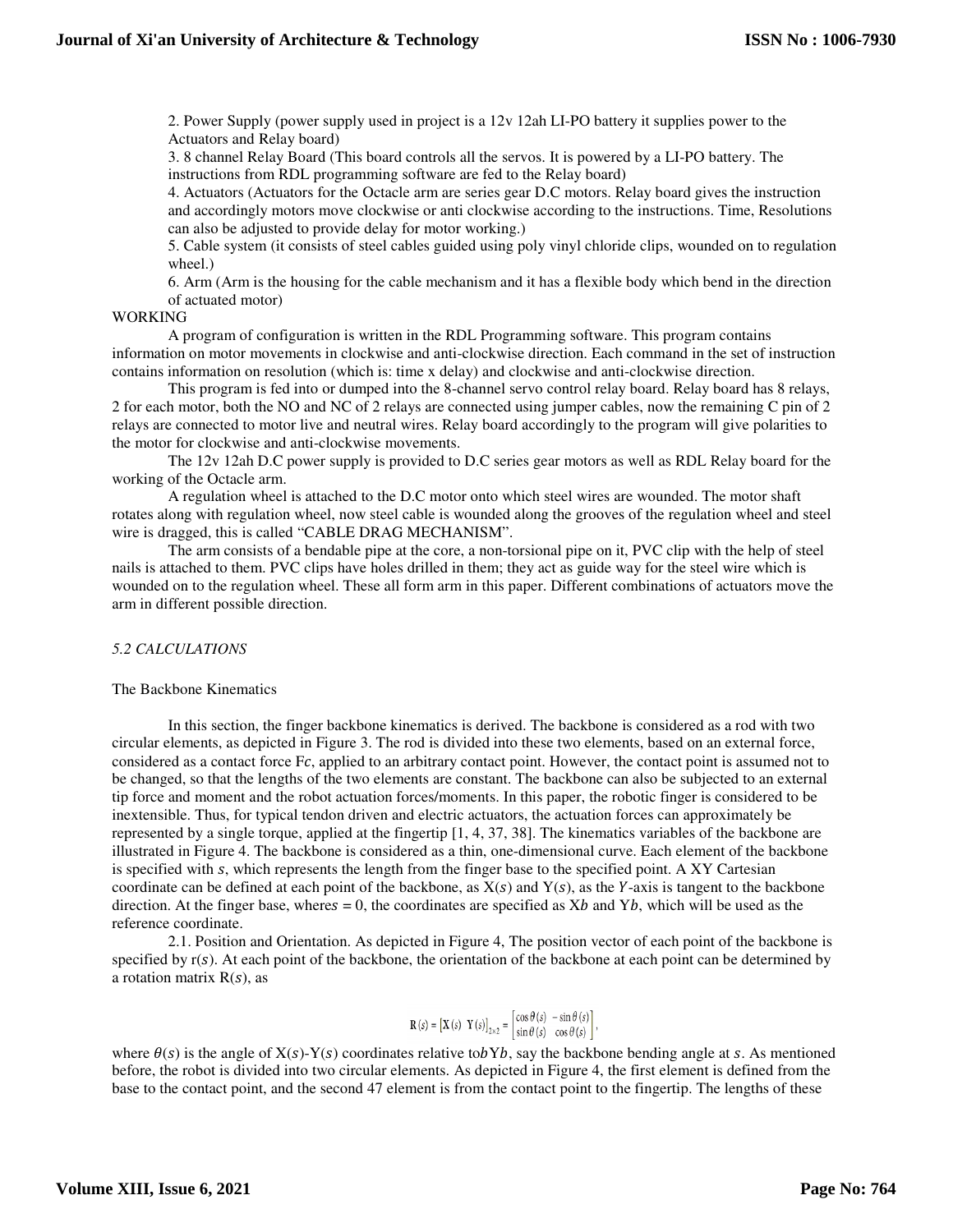2. Power Supply (power supply used in project is a 12v 12ah LI-PO battery it supplies power to the Actuators and Relay board)

3. 8 channel Relay Board (This board controls all the servos. It is powered by a LI-PO battery. The instructions from RDL programming software are fed to the Relay board)

4. Actuators (Actuators for the Octacle arm are series gear D.C motors. Relay board gives the instruction and accordingly motors move clockwise or anti clockwise according to the instructions. Time, Resolutions can also be adjusted to provide delay for motor working.)

5. Cable system (it consists of steel cables guided using poly vinyl chloride clips, wounded on to regulation wheel.)

6. Arm (Arm is the housing for the cable mechanism and it has a flexible body which bend in the direction of actuated motor)

WORKING

A program of configuration is written in the RDL Programming software. This program contains information on motor movements in clockwise and anti-clockwise direction. Each command in the set of instruction contains information on resolution (which is: time x delay) and clockwise and anti-clockwise direction.

This program is fed into or dumped into the 8-channel servo control relay board. Relay board has 8 relays, 2 for each motor, both the NO and NC of 2 relays are connected using jumper cables, now the remaining C pin of 2 relays are connected to motor live and neutral wires. Relay board accordingly to the program will give polarities to the motor for clockwise and anti-clockwise movements.

The 12v 12ah D.C power supply is provided to D.C series gear motors as well as RDL Relay board for the working of the Octacle arm.

A regulation wheel is attached to the D.C motor onto which steel wires are wounded. The motor shaft rotates along with regulation wheel, now steel cable is wounded along the grooves of the regulation wheel and steel wire is dragged, this is called "CABLE DRAG MECHANISM".

The arm consists of a bendable pipe at the core, a non-torsional pipe on it, PVC clip with the help of steel nails is attached to them. PVC clips have holes drilled in them; they act as guide way for the steel wire which is wounded on to the regulation wheel. These all form arm in this paper. Different combinations of actuators move the arm in different possible direction.

*5.2 CALCULATIONS*

The Backbone Kinematics

In this section, the finger backbone kinematics is derived. The backbone is considered as a rod with two circular elements, as depicted in Figure 3. The rod is divided into these two elements, based on an external force, considered as a contact force $F_c$, applied to an arbitrary contact point. However, the contact point is assumed not to be changed, so that the lengths of the two elements are constant. The backbone can also be subjected to an external tip force and moment and the robot actuation forces/moments. In this paper, the robotic finger is considered to be inextensible. Thus, for typical tendon driven and electric actuators, the actuation forces can approximately be represented by a single torque, applied at the fingertip [1, 4, 37, 38]. The kinematics variables of the backbone are illustrated in Figure 4. The backbone is considered as a thin, one-dimensional curve. Each element of the backbone is specified with $s$, which represents the length from the finger base to the specified point. A XY Cartesian coordinate can be defined at each point of the backbone, as $X(s)$ and $Y(s)$, as the $Y$-axis is tangent to the backbone direction. At the finger base, where $s = 0$, the coordinates are specified as $X_b$ and $Y_b$, which will be used as the reference coordinate.

2.1. Position and Orientation. As depicted in Figure 4, The position vector of each point of the backbone is specified by $r(s)$. At each point of the backbone, the orientation of the backbone at each point can be determined by a rotation matrix $R(s)$, as

$$R(s) = \left[X(s) \;\; Y(s)\right]_{2\times 2} = \begin{bmatrix} \cos\theta(s) & -\sin\theta(s) \\ \sin\theta(s) & \cos\theta(s) \end{bmatrix},$$

where $\theta(s)$ is the angle of $X(s)$-$Y(s)$ coordinates relative to $bYb$, say the backbone bending angle at $s$. As mentioned before, the robot is divided into two circular elements. As depicted in Figure 4, the first element is defined from the base to the contact point, and the second 47 element is from the contact point to the fingertip. The lengths of these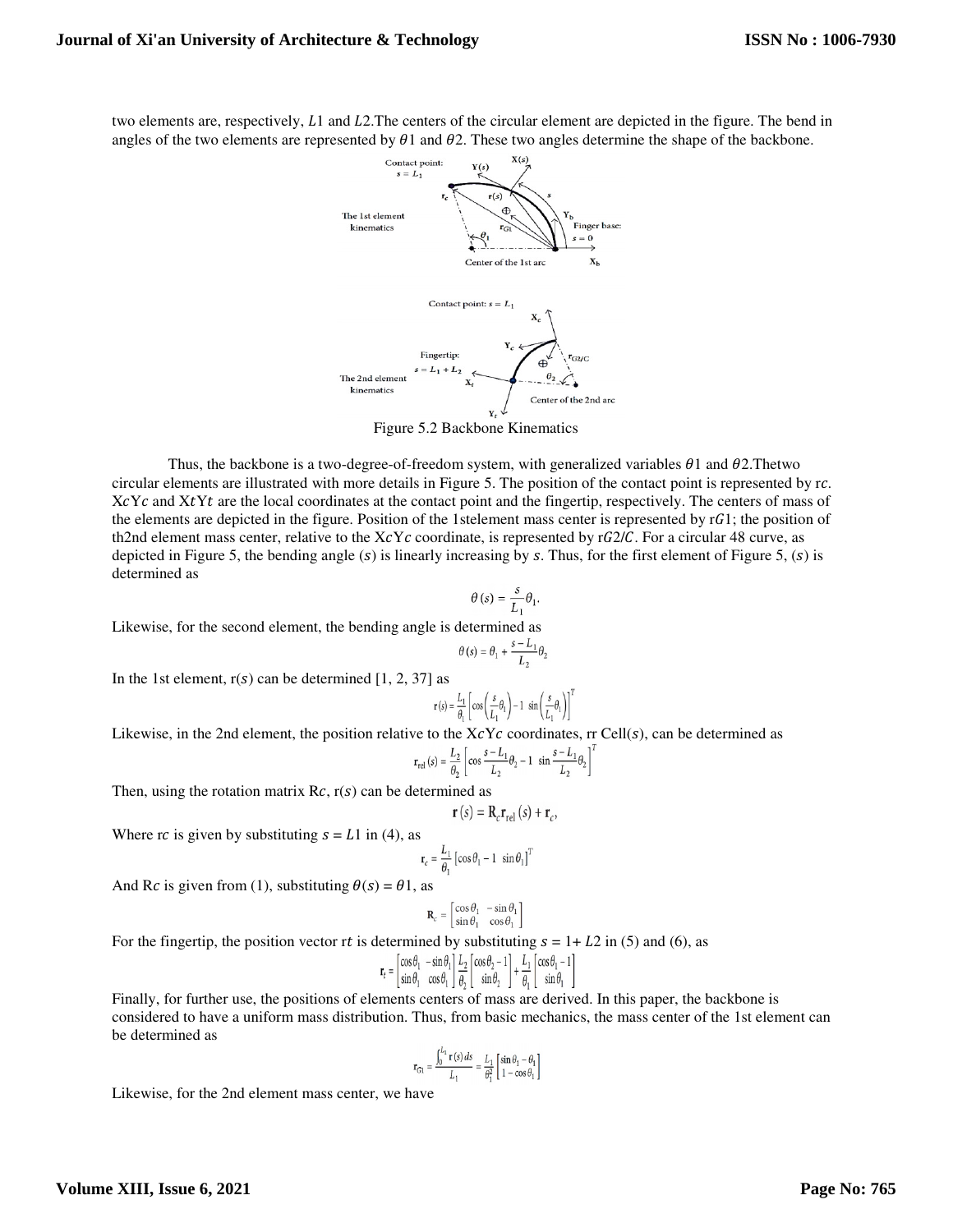two elements are, respectively, $L1$ and $L2$.The centers of the circular element are depicted in the figure. The bend in angles of the two elements are represented by $\theta 1$ and $\theta 2$. These two angles determine the shape of the backbone.

Figure 5.2 Backbone Kinematics

Thus, the backbone is a two-degree-of-freedom system, with generalized variables $\theta 1$ and $\theta 2$.Thetwo circular elements are illustrated with more details in Figure 5. The position of the contact point is represented by r$c$. X$c$Y$c$ and X$t$Y$t$ are the local coordinates at the contact point and the fingertip, respectively. The centers of mass of the elements are depicted in the figure. Position of the 1stelement mass center is represented by r$G1$; the position of th2nd element mass center, relative to the X$c$Y$c$ coordinate, is represented by r$G2/C$. For a circular 48 curve, as depicted in Figure 5, the bending angle $(s)$ is linearly increasing by $s$. Thus, for the first element of Figure 5, $(s)$ is determined as

$$\theta(s) = \frac{s}{L_1}\theta_1.$$

Likewise, for the second element, the bending angle is determined as

$$\theta(s) = \theta_1 + \frac{s - L_1}{L_2}\theta_2$$

In the 1st element, r$(s)$ can be determined [1, 2, 37] as

$$\mathbf{r}(s) = \frac{L_1}{\theta_1}\left[\cos\left(\frac{s}{L_1}\theta_1\right) - 1 \ \sin\left(\frac{s}{L_1}\theta_1\right)\right]^T$$

Likewise, in the 2nd element, the position relative to the X$c$Y$c$ coordinates, rr Cell$(s)$, can be determined as

$$\mathbf{r}_{\mathrm{rel}}(s) = \frac{L_2}{\theta_2}\left[\cos\frac{s - L_1}{L_2}\theta_2 - 1 \ \sin\frac{s - L_1}{L_2}\theta_2\right]^T$$

Then, using the rotation matrix R$c$, r$(s)$ can be determined as

$$\mathbf{r}(s) = \mathbf{R}_c\mathbf{r}_{\mathrm{rel}}(s) + \mathbf{r}_c,$$

Where r$c$ is given by substituting $s = L1$ in (4), as

$$\mathbf{r}_c = \frac{L_1}{\theta_1}\left[\cos\theta_1 - 1 \ \sin\theta_1\right]^T$$

And R$c$ is given from (1), substituting $\theta(s) = \theta 1$, as

$$\mathbf{R}_c = \begin{bmatrix}\cos\theta_1 & -\sin\theta_1 \\ \sin\theta_1 & \cos\theta_1\end{bmatrix}$$

For the fingertip, the position vector r$t$ is determined by substituting $s = 1 + L2$ in (5) and (6), as

$$\mathbf{r}_t = \begin{bmatrix}\cos\theta_1 & -\sin\theta_1 \\ \sin\theta_1 & \cos\theta_1\end{bmatrix}\frac{L_2}{\theta_2}\begin{bmatrix}\cos\theta_2 - 1 \\ \sin\theta_2\end{bmatrix} + \frac{L_1}{\theta_1}\begin{bmatrix}\cos\theta_1 - 1 \\ \sin\theta_1\end{bmatrix}$$

Finally, for further use, the positions of elements centers of mass are derived. In this paper, the backbone is considered to have a uniform mass distribution. Thus, from basic mechanics, the mass center of the 1st element can be determined as

$$\mathbf{r}_{G1} = \frac{\int_0^{L_1}\mathbf{r}(s)\,ds}{L_1} = \frac{L_1}{\theta_1^2}\begin{bmatrix}\sin\theta_1 - \theta_1 \\ 1 - \cos\theta_1\end{bmatrix}$$

Likewise, for the 2nd element mass center, we have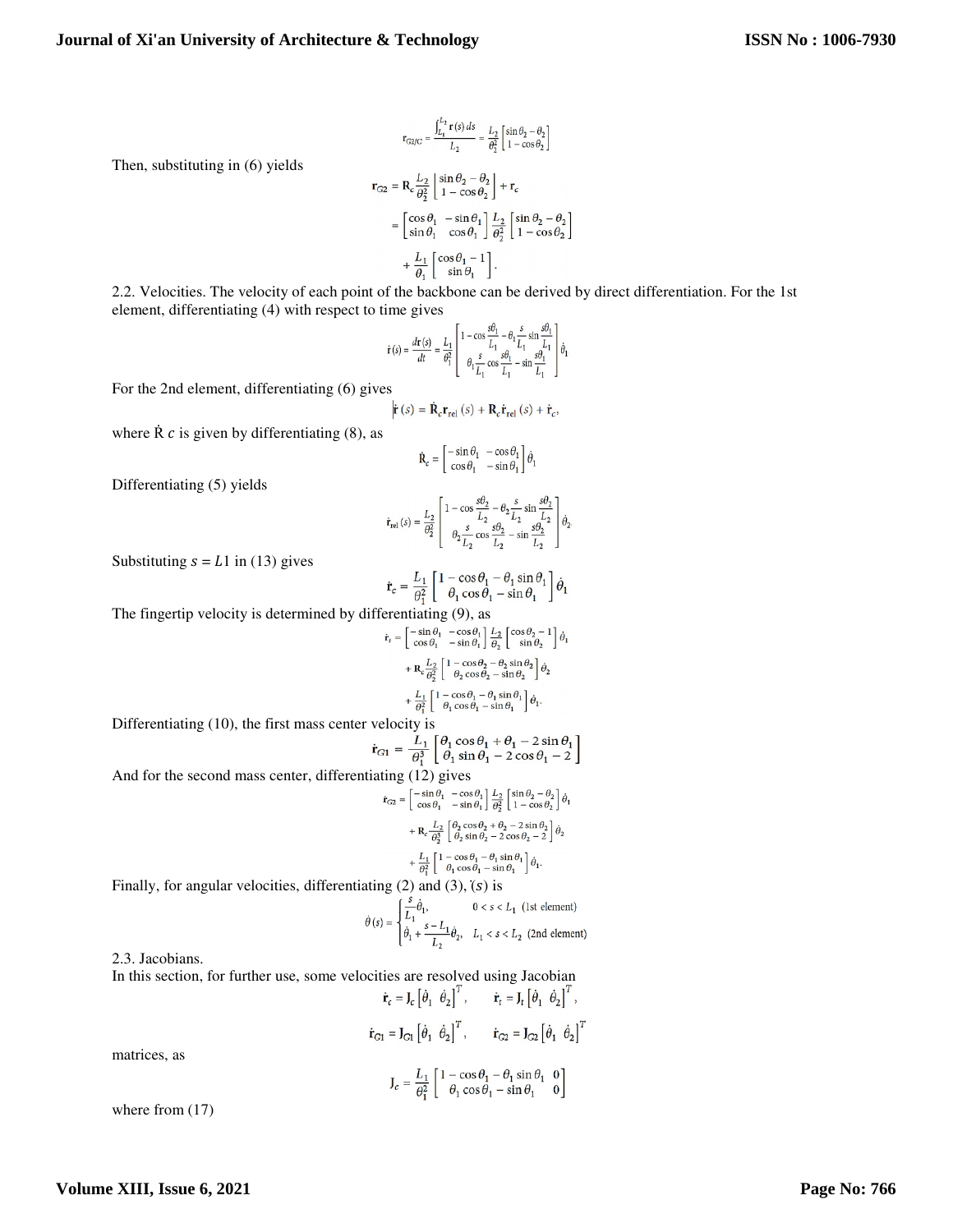$$\mathbf{r}_{G2/C} = \frac{\int_{L_1}^{L_2} \mathbf{r}(s)\, ds}{L_2} = \frac{L_2}{\theta_2^2}\begin{bmatrix} \sin\theta_2 - \theta_2 \\ 1 - \cos\theta_2 \end{bmatrix}$$

Then, substituting in (6) yields

$$\mathbf{r}_{G2} = \mathbf{R}_c \frac{L_2}{\theta_2^2}\begin{bmatrix} \sin\theta_2 - \theta_2 \\ 1 - \cos\theta_2 \end{bmatrix} + \mathbf{r}_c$$

$$= \begin{bmatrix} \cos\theta_1 & -\sin\theta_1 \\ \sin\theta_1 & \cos\theta_1 \end{bmatrix} \frac{L_2}{\theta_2^2}\begin{bmatrix} \sin\theta_2 - \theta_2 \\ 1 - \cos\theta_2 \end{bmatrix}$$

$$+ \frac{L_1}{\theta_1}\begin{bmatrix} \cos\theta_1 - 1 \\ \sin\theta_1 \end{bmatrix}.$$

2.2. Velocities. The velocity of each point of the backbone can be derived by direct differentiation. For the 1st element, differentiating (4) with respect to time gives

$$\dot{\mathbf{r}}(s) = \frac{d\mathbf{r}(s)}{dt} = \frac{L_1}{\theta_1^2}\begin{bmatrix} 1 - \cos\frac{s\theta_1}{L_1} - \theta_1\frac{s}{L_1}\sin\frac{s\theta_1}{L_1} \\ \theta_1\frac{s}{L_1}\cos\frac{s\theta_1}{L_1} - \sin\frac{s\theta_1}{L_1} \end{bmatrix}\dot{\theta}_1$$

For the 2nd element, differentiating (6) gives

$$\dot{\mathbf{r}}(s) = \dot{\mathbf{R}}_c\mathbf{r}_{\text{rel}}(s) + \mathbf{R}_c\dot{\mathbf{r}}_{\text{rel}}(s) + \dot{\mathbf{r}}_c,$$

where $\dot{R}\,c$ is given by differentiating (8), as

$$\dot{\mathbf{R}}_c = \begin{bmatrix} -\sin\theta_1 & -\cos\theta_1 \\ \cos\theta_1 & -\sin\theta_1 \end{bmatrix}\dot{\theta}_1$$

Differentiating (5) yields

$$\dot{\mathbf{r}}_{\text{rel}}(s) = \frac{L_2}{\theta_2^2}\begin{bmatrix} 1 - \cos\frac{s\theta_2}{L_2} - \theta_2\frac{s}{L_2}\sin\frac{s\theta_2}{L_2} \\ \theta_2\frac{s}{L_2}\cos\frac{s\theta_2}{L_2} - \sin\frac{s\theta_2}{L_2} \end{bmatrix}\dot{\theta}_2$$

Substituting $s = L1$ in (13) gives

$$\dot{\mathbf{r}}_c = \frac{L_1}{\theta_1^2}\begin{bmatrix} 1 - \cos\theta_1 - \theta_1\sin\theta_1 \\ \theta_1\cos\theta_1 - \sin\theta_1 \end{bmatrix}\dot{\theta}_1$$

The fingertip velocity is determined by differentiating (9), as

$$\dot{\mathbf{r}}_t = \begin{bmatrix} -\sin\theta_1 & -\cos\theta_1 \\ \cos\theta_1 & -\sin\theta_1 \end{bmatrix}\frac{L_2}{\theta_2}\begin{bmatrix} \cos\theta_2 - 1 \\ \sin\theta_2 \end{bmatrix}\dot{\theta}_1$$

$$+ \mathbf{R}_c\frac{L_2}{\theta_2^2}\begin{bmatrix} 1 - \cos\theta_2 - \theta_2\sin\theta_2 \\ \theta_2\cos\theta_2 - \sin\theta_2 \end{bmatrix}\dot{\theta}_2$$

$$+ \frac{L_1}{\theta_1^2}\begin{bmatrix} 1 - \cos\theta_1 - \theta_1\sin\theta_1 \\ \theta_1\cos\theta_1 - \sin\theta_1 \end{bmatrix}\dot{\theta}_1.$$

Differentiating (10), the first mass center velocity is

$$\dot{\mathbf{r}}_{G1} = \frac{L_1}{\theta_1^3}\begin{bmatrix} \theta_1\cos\theta_1 + \theta_1 - 2\sin\theta_1 \\ \theta_1\sin\theta_1 - 2\cos\theta_1 - 2 \end{bmatrix}$$

And for the second mass center, differentiating (12) gives

$$\dot{\mathbf{r}}_{G2} = \begin{bmatrix} -\sin\theta_1 & -\cos\theta_1 \\ \cos\theta_1 & -\sin\theta_1 \end{bmatrix}\frac{L_2}{\theta_2^2}\begin{bmatrix} \sin\theta_2 - \theta_2 \\ 1 - \cos\theta_2 \end{bmatrix}\dot{\theta}_1$$

$$+ \mathbf{R}_c\frac{L_2}{\theta_2^3}\begin{bmatrix} \theta_2\cos\theta_2 + \theta_2 - 2\sin\theta_2 \\ \theta_2\sin\theta_2 - 2\cos\theta_2 - 2 \end{bmatrix}\dot{\theta}_2$$

$$+ \frac{L_1}{\theta_1^2}\begin{bmatrix} 1 - \cos\theta_1 - \theta_1\sin\theta_1 \\ \theta_1\cos\theta_1 - \sin\theta_1 \end{bmatrix}\dot{\theta}_1.$$

Finally, for angular velocities, differentiating (2) and (3), $\dot{\theta}(s)$ is

$$\dot{\theta}(s) = \begin{cases} \frac{s}{L_1}\dot{\theta}_1, & 0 < s < L_1 \text{ (1st element)} \\ \dot{\theta}_1 + \frac{s - L_1}{L_2}\dot{\theta}_2, & L_1 < s < L_2 \text{ (2nd element)} \end{cases}$$

2.3. Jacobians.

In this section, for further use, some velocities are resolved using Jacobian

$$\dot{\mathbf{r}}_c = \mathbf{J}_c\begin{bmatrix} \dot{\theta}_1 & \dot{\theta}_2 \end{bmatrix}^T, \qquad \dot{\mathbf{r}}_t = \mathbf{J}_t\begin{bmatrix} \dot{\theta}_1 & \dot{\theta}_2 \end{bmatrix}^T,$$

$$\dot{\mathbf{r}}_{G1} = \mathbf{J}_{G1}\begin{bmatrix} \dot{\theta}_1 & \dot{\theta}_2 \end{bmatrix}^T, \qquad \dot{\mathbf{r}}_{G2} = \mathbf{J}_{G2}\begin{bmatrix} \dot{\theta}_1 & \dot{\theta}_2 \end{bmatrix}^T$$

matrices, as

$$\mathbf{J}_c = \frac{L_1}{\theta_1^2}\begin{bmatrix} 1 - \cos\theta_1 - \theta_1\sin\theta_1 & 0 \\ \theta_1\cos\theta_1 - \sin\theta_1 & 0 \end{bmatrix}$$

where from (17)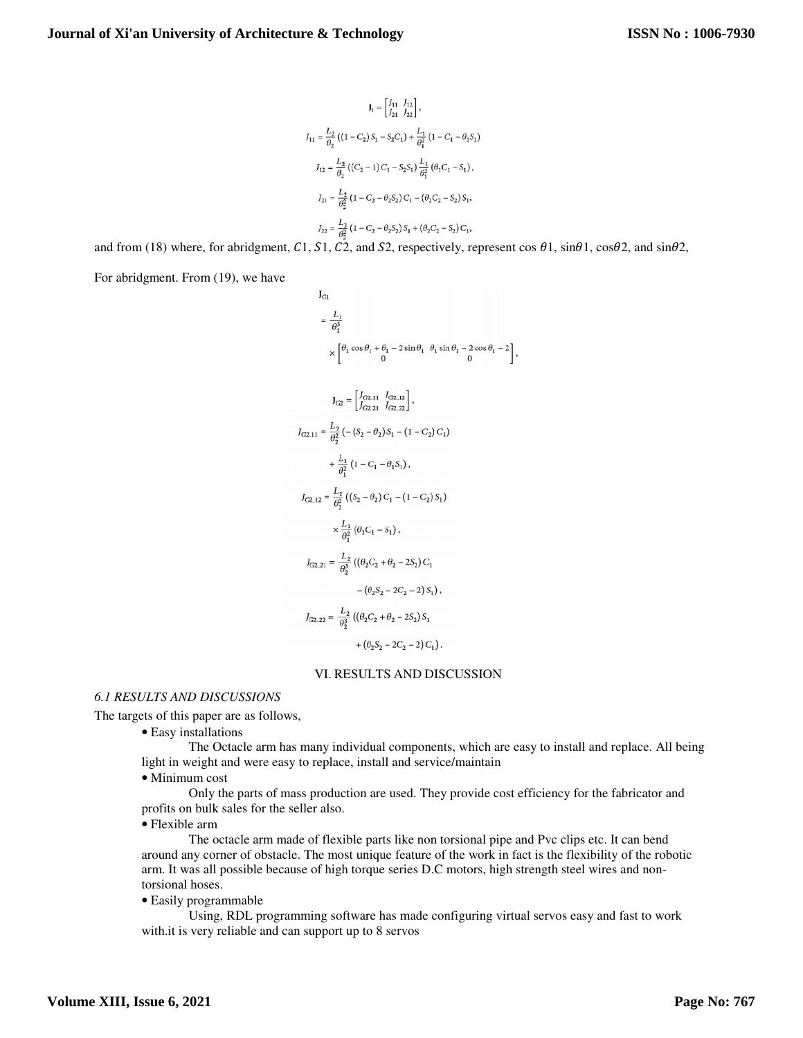$$\mathbf{J}_t = \begin{bmatrix} J_{11} & J_{12} \\ J_{21} & J_{22} \end{bmatrix},$$

$$J_{11} = \frac{L_2}{\theta_2}\left((1 - C_2) S_1 - S_2 C_1\right) + \frac{L_1}{\theta_1^2}\left(1 - C_1 - \theta_1 S_1\right)$$

$$J_{12} = \frac{L_2}{\theta_2}\left((C_2 - 1) C_1 - S_2 S_1\right) \frac{L_1}{\theta_1^2}\left(\theta_1 C_1 - S_1\right),$$

$$J_{21} = \frac{L_2}{\theta_2^2}\left(1 - C_2 - \theta_2 S_2\right) C_1 - \left(\theta_2 C_2 - S_2\right) S_1,$$

$$J_{22} = \frac{L_2}{\theta_2^2}\left(1 - C_2 - \theta_2 S_2\right) S_1 + \left(\theta_2 C_2 - S_2\right) C_1,$$

and from (18) where, for abridgment, $C1$, $S1$, $C2$, and $S2$, respectively, represent cos $\theta1$, sin$\theta1$, cos$\theta2$, and sin$\theta2$,

For abridgment. From (19), we have

$$\mathbf{J}_{G1} = \frac{L_1}{\theta_1^3} \times \begin{bmatrix} \theta_1 \cos\theta_1 + \theta_1 - 2\sin\theta_1 & \theta_1 \sin\theta_1 - 2\cos\theta_1 - 2 \\ 0 & 0 \end{bmatrix},$$

$$\mathbf{J}_{G2} = \begin{bmatrix} J_{G2.11} & J_{G2.12} \\ J_{G2.21} & J_{G2.22} \end{bmatrix},$$

$$J_{G2.11} = \frac{L_2}{\theta_2^2}\left(-(S_2 - \theta_2) S_1 - (1 - C_2) C_1\right) + \frac{L_1}{\theta_1^2}\left(1 - C_1 - \theta_1 S_1\right),$$

$$J_{G2.12} = \frac{L_2}{\theta_2^2}\left((S_2 - \theta_2) C_1 - (1 - C_2) S_1\right) \times \frac{L_1}{\theta_1^2}\left(\theta_1 C_1 - S_1\right),$$

$$J_{G2.21} = \frac{L_2}{\theta_2^3}\left((\theta_2 C_2 + \theta_2 - 2S_2) C_1 - (\theta_2 S_2 - 2C_2 - 2) S_1\right),$$

$$J_{G2.22} = \frac{L_2}{\theta_2^3}\left((\theta_2 C_2 + \theta_2 - 2S_2) S_1 + (\theta_2 S_2 - 2C_2 - 2) C_1\right).$$

## VI. RESULTS AND DISCUSSION

### *6.1 RESULTS AND DISCUSSIONS*

The targets of this paper are as follows,

- Easy installations

  The Octacle arm has many individual components, which are easy to install and replace. All being light in weight and were easy to replace, install and service/maintain

- Minimum cost

  Only the parts of mass production are used. They provide cost efficiency for the fabricator and profits on bulk sales for the seller also.

- Flexible arm

  The octacle arm made of flexible parts like non torsional pipe and Pvc clips etc. It can bend around any corner of obstacle. The most unique feature of the work in fact is the flexibility of the robotic arm. It was all possible because of high torque series D.C motors, high strength steel wires and non-torsional hoses.

- Easily programmable

  Using, RDL programming software has made configuring virtual servos easy and fast to work with.it is very reliable and can support up to 8 servos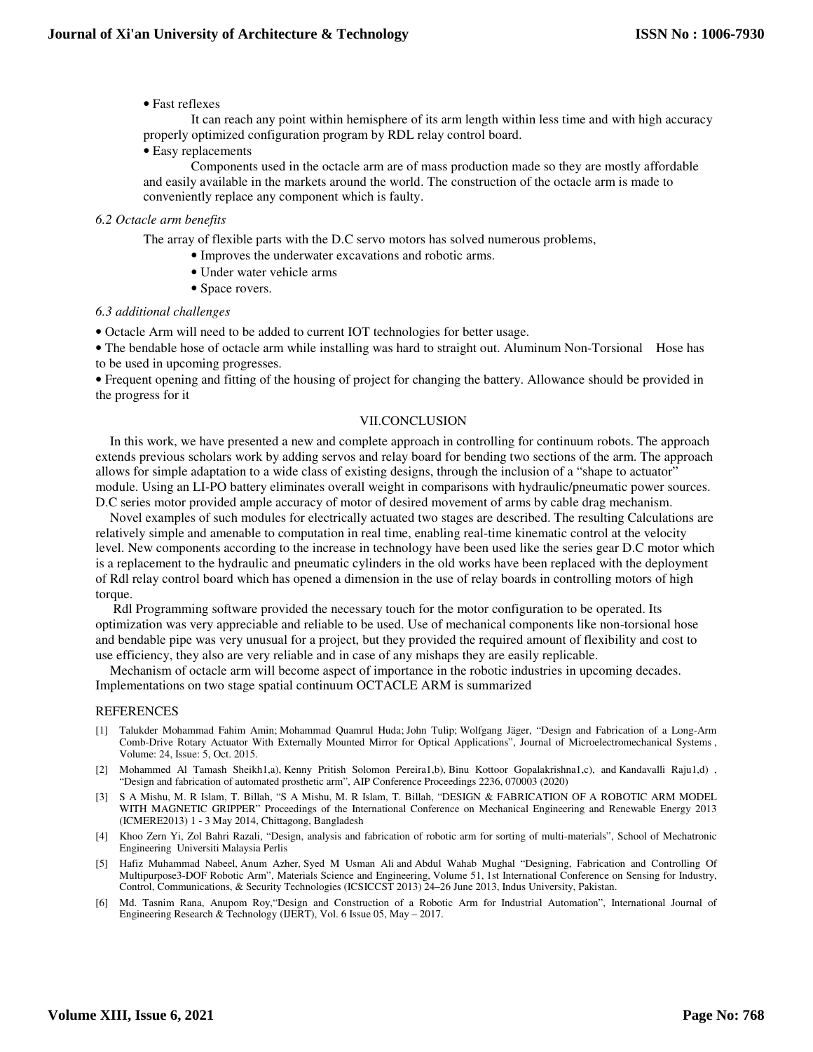- Fast reflexes

  It can reach any point within hemisphere of its arm length within less time and with high accuracy properly optimized configuration program by RDL relay control board.

- Easy replacements

  Components used in the octacle arm are of mass production made so they are mostly affordable and easily available in the markets around the world. The construction of the octacle arm is made to conveniently replace any component which is faulty.

*6.2 Octacle arm benefits*

The array of flexible parts with the D.C servo motors has solved numerous problems,

- Improves the underwater excavations and robotic arms.
- Under water vehicle arms
- Space rovers.

*6.3 additional challenges*

- Octacle Arm will need to be added to current IOT technologies for better usage.
- The bendable hose of octacle arm while installing was hard to straight out. Aluminum Non-Torsional Hose has to be used in upcoming progresses.
- Frequent opening and fitting of the housing of project for changing the battery. Allowance should be provided in the progress for it

## VII.CONCLUSION

In this work, we have presented a new and complete approach in controlling for continuum robots. The approach extends previous scholars work by adding servos and relay board for bending two sections of the arm. The approach allows for simple adaptation to a wide class of existing designs, through the inclusion of a "shape to actuator" module. Using an LI-PO battery eliminates overall weight in comparisons with hydraulic/pneumatic power sources. D.C series motor provided ample accuracy of motor of desired movement of arms by cable drag mechanism.

Novel examples of such modules for electrically actuated two stages are described. The resulting Calculations are relatively simple and amenable to computation in real time, enabling real-time kinematic control at the velocity level. New components according to the increase in technology have been used like the series gear D.C motor which is a replacement to the hydraulic and pneumatic cylinders in the old works have been replaced with the deployment of Rdl relay control board which has opened a dimension in the use of relay boards in controlling motors of high torque.

Rdl Programming software provided the necessary touch for the motor configuration to be operated. Its optimization was very appreciable and reliable to be used. Use of mechanical components like non-torsional hose and bendable pipe was very unusual for a project, but they provided the required amount of flexibility and cost to use efficiency, they also are very reliable and in case of any mishaps they are easily replicable.

Mechanism of octacle arm will become aspect of importance in the robotic industries in upcoming decades. Implementations on two stage spatial continuum OCTACLE ARM is summarized

## REFERENCES

[1] Talukder Mohammad Fahim Amin; Mohammad Quamrul Huda; John Tulip; Wolfgang Jäger, "Design and Fabrication of a Long-Arm Comb-Drive Rotary Actuator With Externally Mounted Mirror for Optical Applications", Journal of Microelectromechanical Systems , Volume: 24, Issue: 5, Oct. 2015.

[2] Mohammed Al Tamash Sheikh1,a), Kenny Pritish Solomon Pereira1,b), Binu Kottoor Gopalakrishna1,c), and Kandavalli Raju1,d) , "Design and fabrication of automated prosthetic arm", AIP Conference Proceedings 2236, 070003 (2020)

[3] S A Mishu, M. R Islam, T. Billah, "S A Mishu, M. R Islam, T. Billah, "DESIGN & FABRICATION OF A ROBOTIC ARM MODEL WITH MAGNETIC GRIPPER" Proceedings of the International Conference on Mechanical Engineering and Renewable Energy 2013 (ICMERE2013) 1 - 3 May 2014, Chittagong, Bangladesh

[4] Khoo Zern Yi, Zol Bahri Razali, "Design, analysis and fabrication of robotic arm for sorting of multi-materials", School of Mechatronic Engineering Universiti Malaysia Perlis

[5] Hafiz Muhammad Nabeel, Anum Azher, Syed M Usman Ali and Abdul Wahab Mughal "Designing, Fabrication and Controlling Of Multipurpose3-DOF Robotic Arm", Materials Science and Engineering, Volume 51, 1st International Conference on Sensing for Industry, Control, Communications, & Security Technologies (ICSICCST 2013) 24–26 June 2013, Indus University, Pakistan.

[6] Md. Tasnim Rana, Anupom Roy,"Design and Construction of a Robotic Arm for Industrial Automation", International Journal of Engineering Research & Technology (IJERT), Vol. 6 Issue 05, May – 2017.